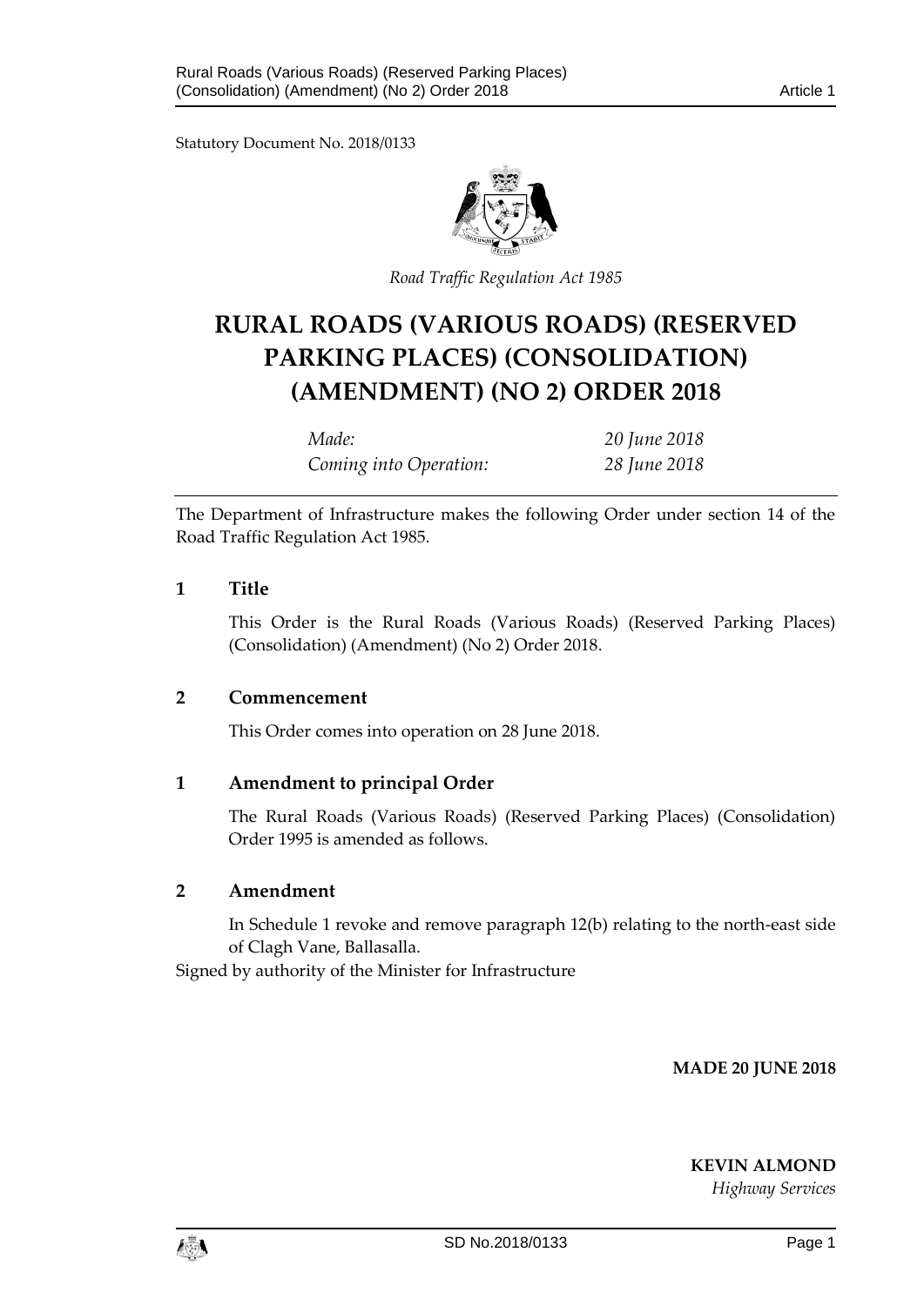Statutory Document No. 2018/0133

*Road Traffic Regulation Act 1985*

# RURAL ROADS (VARIOUS ROADS) (RESERVED PARKING PLACES) (CONSOLIDATION) (AMENDMENT) (NO 2) ORDER 2018

| | |
|---|---|
| *Made:* | *20 June 2018* |
| *Coming into Operation:* | *28 June 2018* |

The Department of Infrastructure makes the following Order under section 14 of the Road Traffic Regulation Act 1985.

## 1 Title

This Order is the Rural Roads (Various Roads) (Reserved Parking Places) (Consolidation) (Amendment) (No 2) Order 2018.

## 2 Commencement

This Order comes into operation on 28 June 2018.

## 1 Amendment to principal Order

The Rural Roads (Various Roads) (Reserved Parking Places) (Consolidation) Order 1995 is amended as follows.

## 2 Amendment

In Schedule 1 revoke and remove paragraph 12(b) relating to the north-east side of Clagh Vane, Ballasalla.

Signed by authority of the Minister for Infrastructure

**MADE 20 JUNE 2018**

**KEVIN ALMOND**
*Highway Services*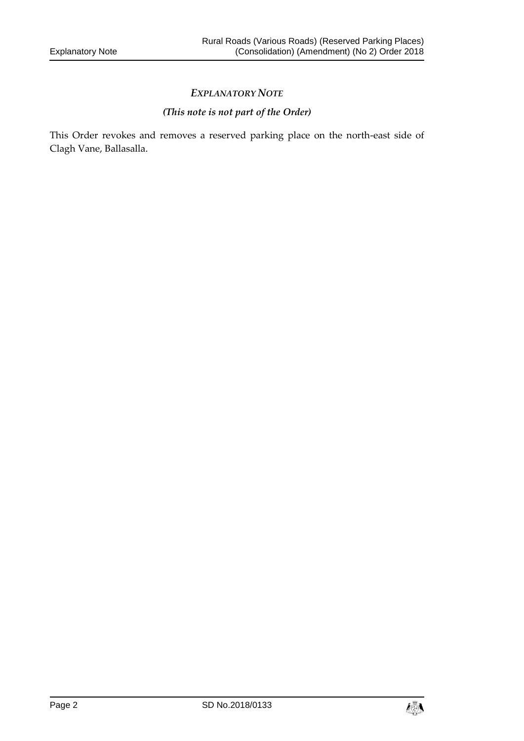## *EXPLANATORY NOTE*

### *(This note is not part of the Order)*

This Order revokes and removes a reserved parking place on the north-east side of Clagh Vane, Ballasalla.